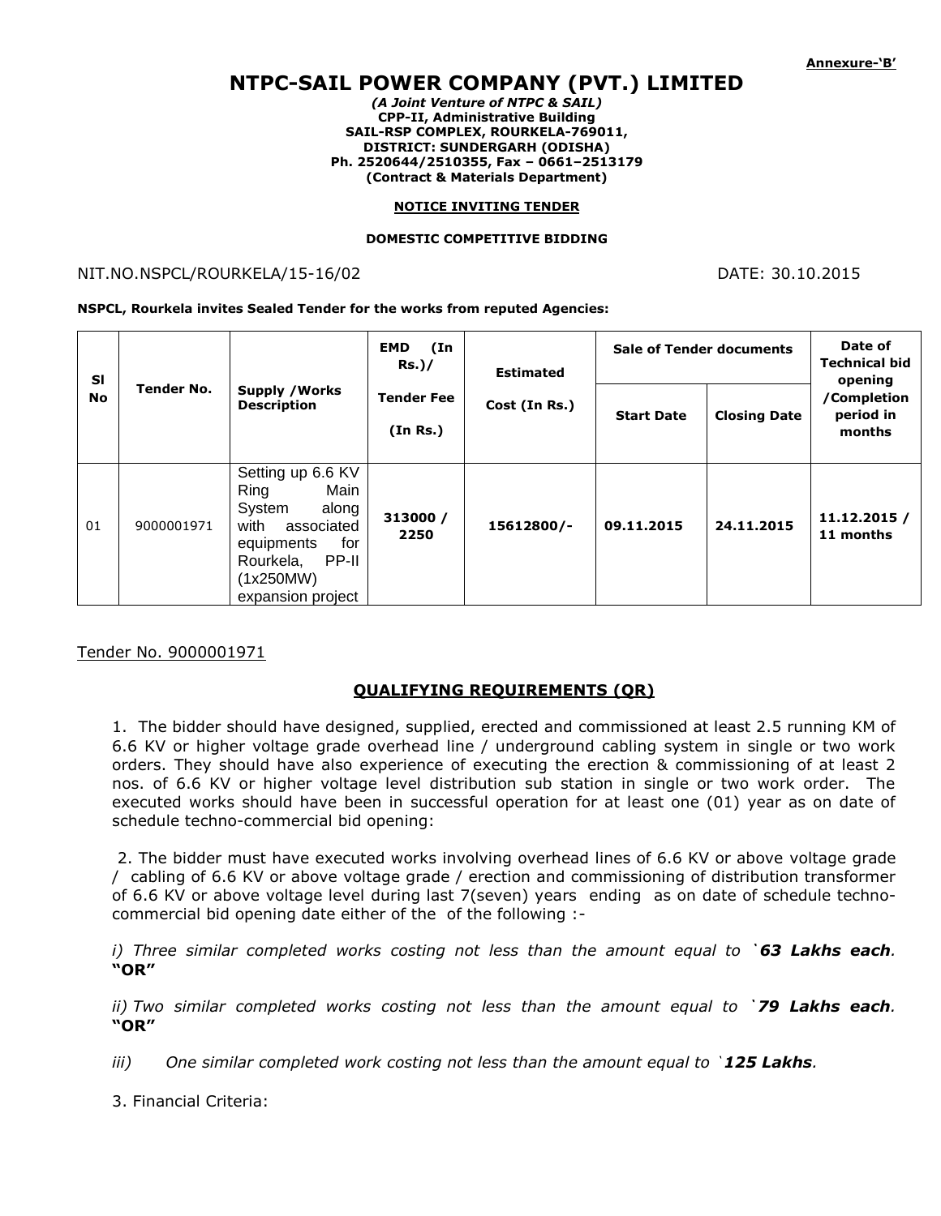**Annexure-'B'**

# NTPC-SAIL POWER COMPANY (PVT.) LIMITED

***(A Joint Venture of NTPC & SAIL)***
**CPP-II, Administrative Building**
**SAIL-RSP COMPLEX, ROURKELA-769011,**
**DISTRICT: SUNDERGARH (ODISHA)**
**Ph. 2520644/2510355, Fax – 0661–2513179**
**(Contract & Materials Department)**

**NOTICE INVITING TENDER**

**DOMESTIC COMPETITIVE BIDDING**

NIT.NO.NSPCL/ROURKELA/15-16/02 DATE: 30.10.2015

**NSPCL, Rourkela invites Sealed Tender for the works from reputed Agencies:**

| Sl No | Tender No. | Supply /Works Description | EMD (In Rs.)/ Tender Fee (In Rs.) | Estimated Cost (In Rs.) | Sale of Tender documents | | Date of Technical bid opening /Completion period in months |
|---|---|---|---|---|---|---|---|
| | | | | | Start Date | Closing Date | |
| 01 | 9000001971 | Setting up 6.6 KV Ring Main System along with associated equipments for Rourkela, PP-II (1x250MW) expansion project | **313000 / 2250** | **15612800/-** | **09.11.2015** | **24.11.2015** | **11.12.2015 / 11 months** |

Tender No. 9000001971

## QUALIFYING REQUIREMENTS (QR)

1. The bidder should have designed, supplied, erected and commissioned at least 2.5 running KM of 6.6 KV or higher voltage grade overhead line / underground cabling system in single or two work orders. They should have also experience of executing the erection & commissioning of at least 2 nos. of 6.6 KV or higher voltage level distribution sub station in single or two work order. The executed works should have been in successful operation for at least one (01) year as on date of schedule techno-commercial bid opening:

2. The bidder must have executed works involving overhead lines of 6.6 KV or above voltage grade / cabling of 6.6 KV or above voltage grade / erection and commissioning of distribution transformer of 6.6 KV or above voltage level during last 7(seven) years ending as on date of schedule techno-commercial bid opening date either of the of the following :-

*i) Three similar completed works costing not less than the amount equal to `**63 Lakhs each**.* **"OR"**

*ii) Two similar completed works costing not less than the amount equal to `**79 Lakhs each**.* **"OR"**

*iii) One similar completed work costing not less than the amount equal to `**125 Lakhs**.*

3. Financial Criteria: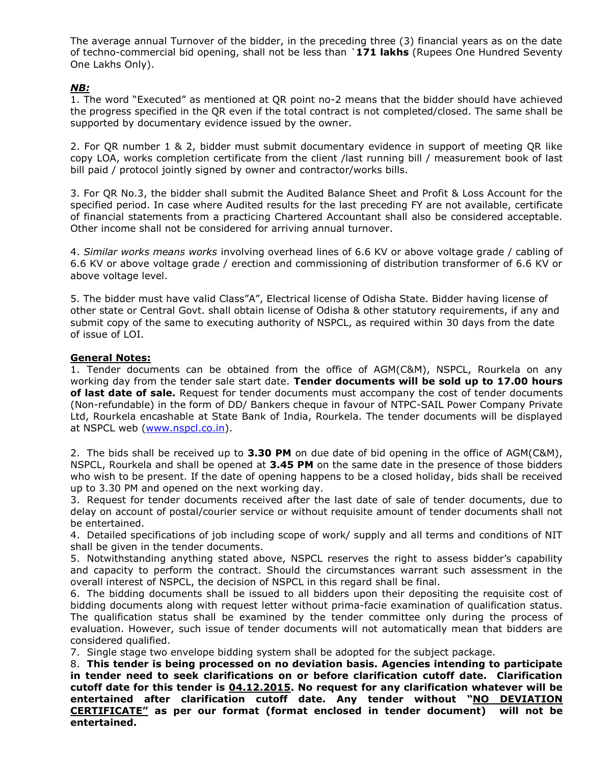The average annual Turnover of the bidder, in the preceding three (3) financial years as on the date of techno-commercial bid opening, shall not be less than `**171 lakhs** (Rupees One Hundred Seventy One Lakhs Only).

***NB:***

1. The word "Executed" as mentioned at QR point no-2 means that the bidder should have achieved the progress specified in the QR even if the total contract is not completed/closed. The same shall be supported by documentary evidence issued by the owner.

2. For QR number 1 & 2, bidder must submit documentary evidence in support of meeting QR like copy LOA, works completion certificate from the client /last running bill / measurement book of last bill paid / protocol jointly signed by owner and contractor/works bills.

3. For QR No.3, the bidder shall submit the Audited Balance Sheet and Profit & Loss Account for the specified period. In case where Audited results for the last preceding FY are not available, certificate of financial statements from a practicing Chartered Accountant shall also be considered acceptable. Other income shall not be considered for arriving annual turnover.

4. *Similar works means works* involving overhead lines of 6.6 KV or above voltage grade / cabling of 6.6 KV or above voltage grade / erection and commissioning of distribution transformer of 6.6 KV or above voltage level.

5. The bidder must have valid Class"A", Electrical license of Odisha State. Bidder having license of other state or Central Govt. shall obtain license of Odisha & other statutory requirements, if any and submit copy of the same to executing authority of NSPCL, as required within 30 days from the date of issue of LOI.

**General Notes:**

1. Tender documents can be obtained from the office of AGM(C&M), NSPCL, Rourkela on any working day from the tender sale start date. **Tender documents will be sold up to 17.00 hours of last date of sale.** Request for tender documents must accompany the cost of tender documents (Non-refundable) in the form of DD/ Bankers cheque in favour of NTPC-SAIL Power Company Private Ltd, Rourkela encashable at State Bank of India, Rourkela. The tender documents will be displayed at NSPCL web (www.nspcl.co.in).

2. The bids shall be received up to **3.30 PM** on due date of bid opening in the office of AGM(C&M), NSPCL, Rourkela and shall be opened at **3.45 PM** on the same date in the presence of those bidders who wish to be present. If the date of opening happens to be a closed holiday, bids shall be received up to 3.30 PM and opened on the next working day.
3. Request for tender documents received after the last date of sale of tender documents, due to delay on account of postal/courier service or without requisite amount of tender documents shall not be entertained.
4. Detailed specifications of job including scope of work/ supply and all terms and conditions of NIT shall be given in the tender documents.
5. Notwithstanding anything stated above, NSPCL reserves the right to assess bidder's capability and capacity to perform the contract. Should the circumstances warrant such assessment in the overall interest of NSPCL, the decision of NSPCL in this regard shall be final.
6. The bidding documents shall be issued to all bidders upon their depositing the requisite cost of bidding documents along with request letter without prima-facie examination of qualification status. The qualification status shall be examined by the tender committee only during the process of evaluation. However, such issue of tender documents will not automatically mean that bidders are considered qualified.
7. Single stage two envelope bidding system shall be adopted for the subject package.
8. **This tender is being processed on no deviation basis. Agencies intending to participate in tender need to seek clarifications on or before clarification cutoff date. Clarification cutoff date for this tender is <u>04.12.2015</u>. No request for any clarification whatever will be entertained after clarification cutoff date. Any tender without "<u>NO DEVIATION CERTIFICATE</u>" as per our format (format enclosed in tender document) will not be entertained.**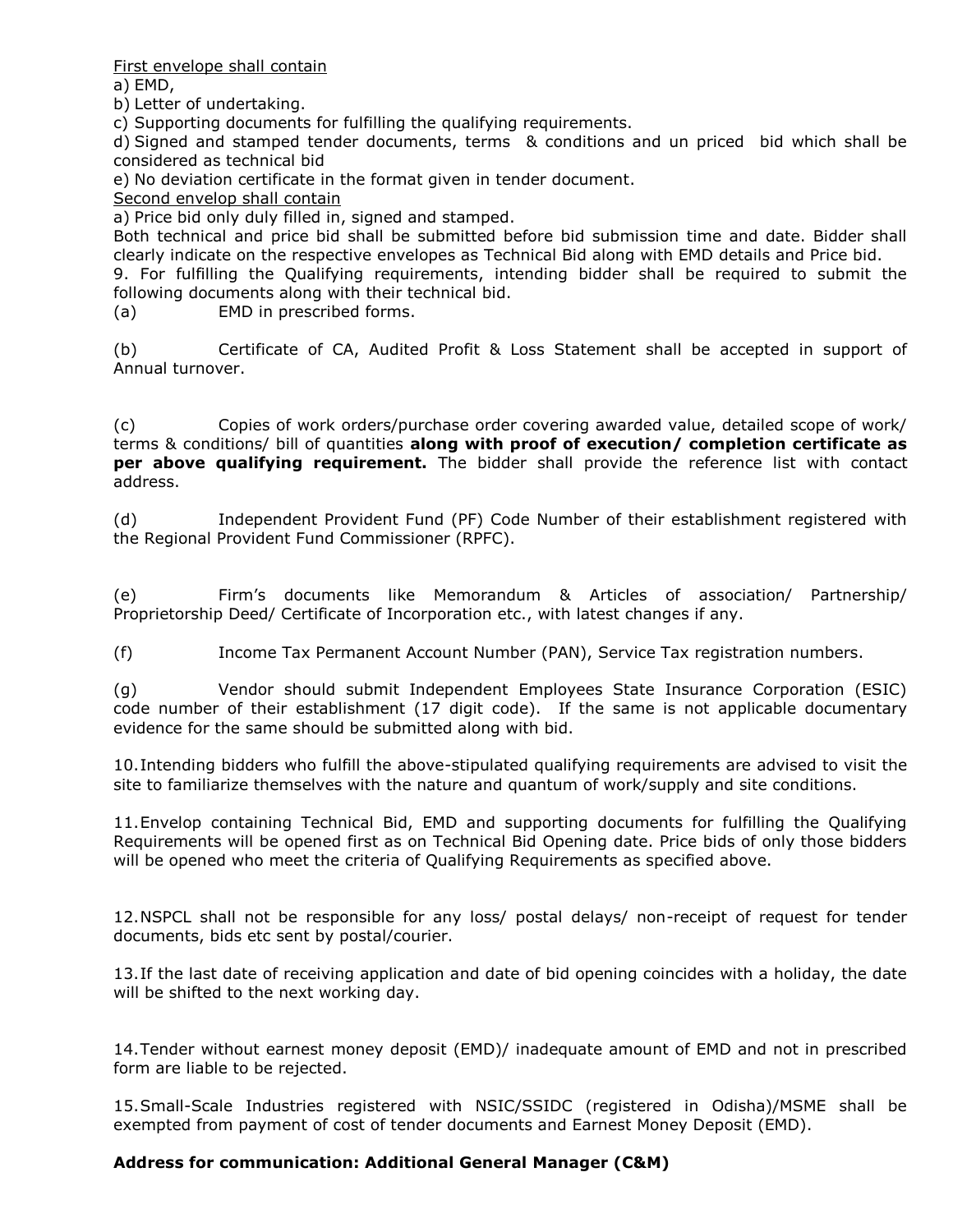<u>First envelope shall contain</u>

a) EMD,

b) Letter of undertaking.

c) Supporting documents for fulfilling the qualifying requirements.

d) Signed and stamped tender documents, terms & conditions and un priced bid which shall be considered as technical bid

e) No deviation certificate in the format given in tender document.

<u>Second envelop shall contain</u>

a) Price bid only duly filled in, signed and stamped.

Both technical and price bid shall be submitted before bid submission time and date. Bidder shall clearly indicate on the respective envelopes as Technical Bid along with EMD details and Price bid.

9. For fulfilling the Qualifying requirements, intending bidder shall be required to submit the following documents along with their technical bid.

(a) EMD in prescribed forms.

(b) Certificate of CA, Audited Profit & Loss Statement shall be accepted in support of Annual turnover.

(c) Copies of work orders/purchase order covering awarded value, detailed scope of work/ terms & conditions/ bill of quantities **along with proof of execution/ completion certificate as per above qualifying requirement.** The bidder shall provide the reference list with contact address.

(d) Independent Provident Fund (PF) Code Number of their establishment registered with the Regional Provident Fund Commissioner (RPFC).

(e) Firm's documents like Memorandum & Articles of association/ Partnership/ Proprietorship Deed/ Certificate of Incorporation etc., with latest changes if any.

(f) Income Tax Permanent Account Number (PAN), Service Tax registration numbers.

(g) Vendor should submit Independent Employees State Insurance Corporation (ESIC) code number of their establishment (17 digit code). If the same is not applicable documentary evidence for the same should be submitted along with bid.

10. Intending bidders who fulfill the above-stipulated qualifying requirements are advised to visit the site to familiarize themselves with the nature and quantum of work/supply and site conditions.

11. Envelop containing Technical Bid, EMD and supporting documents for fulfilling the Qualifying Requirements will be opened first as on Technical Bid Opening date. Price bids of only those bidders will be opened who meet the criteria of Qualifying Requirements as specified above.

12. NSPCL shall not be responsible for any loss/ postal delays/ non-receipt of request for tender documents, bids etc sent by postal/courier.

13. If the last date of receiving application and date of bid opening coincides with a holiday, the date will be shifted to the next working day.

14. Tender without earnest money deposit (EMD)/ inadequate amount of EMD and not in prescribed form are liable to be rejected.

15. Small-Scale Industries registered with NSIC/SSIDC (registered in Odisha)/MSME shall be exempted from payment of cost of tender documents and Earnest Money Deposit (EMD).

**Address for communication: Additional General Manager (C&M)**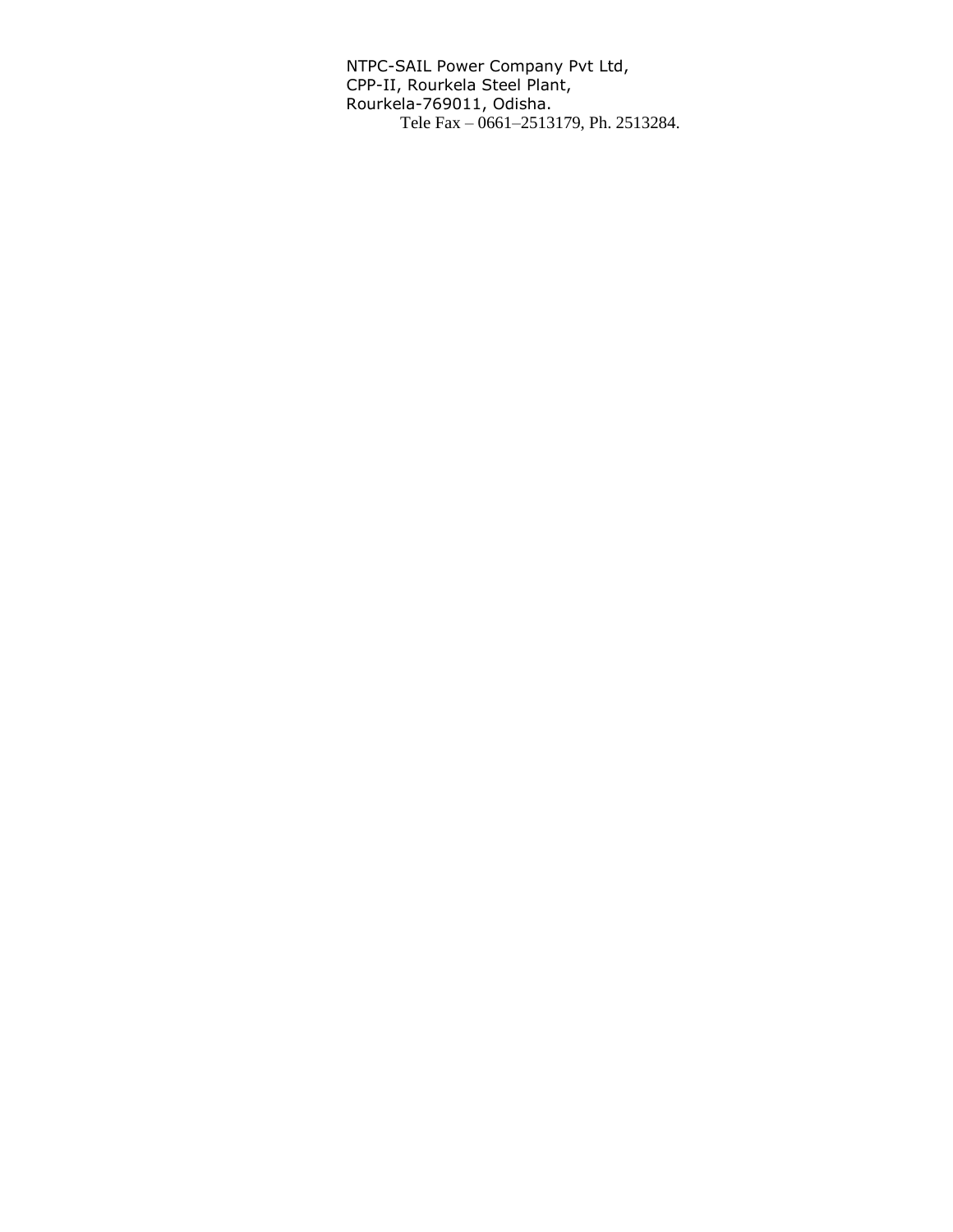NTPC-SAIL Power Company Pvt Ltd,
CPP-II, Rourkela Steel Plant,
Rourkela-769011, Odisha.
Tele Fax – 0661–2513179, Ph. 2513284.